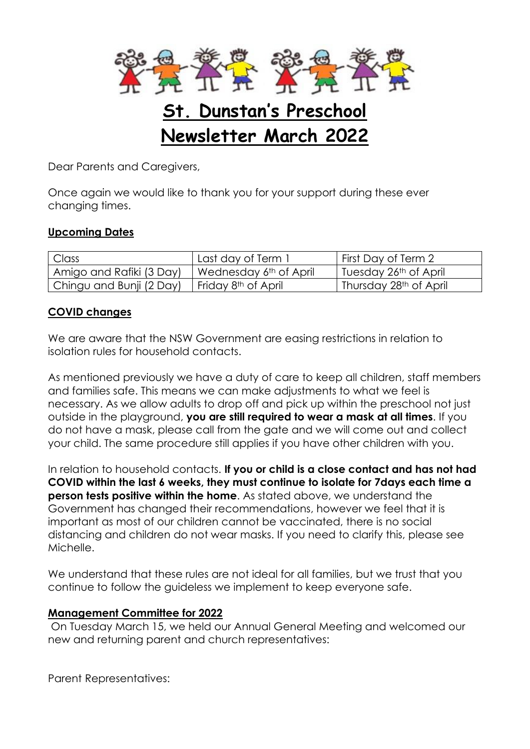# St. Dunstan's Preschool Newsletter March 2022

Dear Parents and Caregivers,

Once again we would like to thank you for your support during these ever changing times.

**Upcoming Dates**

| Class | Last day of Term 1 | First Day of Term 2 |
| --- | --- | --- |
| Amigo and Rafiki (3 Day) | Wednesday 6th of April | Tuesday 26th of April |
| Chingu and Bunji (2 Day) | Friday 8th of April | Thursday 28th of April |

**COVID changes**

We are aware that the NSW Government are easing restrictions in relation to isolation rules for household contacts.

As mentioned previously we have a duty of care to keep all children, staff members and families safe. This means we can make adjustments to what we feel is necessary. As we allow adults to drop off and pick up within the preschool not just outside in the playground, **you are still required to wear a mask at all times**. If you do not have a mask, please call from the gate and we will come out and collect your child. The same procedure still applies if you have other children with you.

In relation to household contacts. **If you or child is a close contact and has not had COVID within the last 6 weeks, they must continue to isolate for 7days each time a person tests positive within the home**. As stated above, we understand the Government has changed their recommendations, however we feel that it is important as most of our children cannot be vaccinated, there is no social distancing and children do not wear masks. If you need to clarify this, please see Michelle.

We understand that these rules are not ideal for all families, but we trust that you continue to follow the guideless we implement to keep everyone safe.

**Management Committee for 2022**

On Tuesday March 15, we held our Annual General Meeting and welcomed our new and returning parent and church representatives:

Parent Representatives: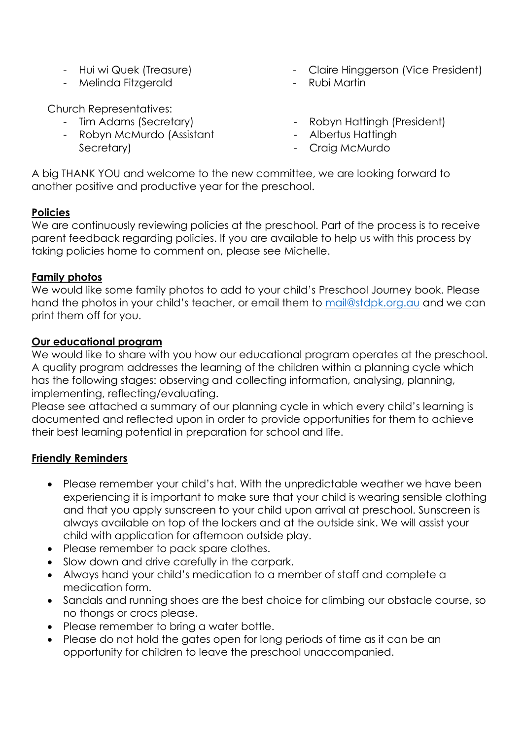- Hui wi Quek (Treasure)
- Melinda Fitzgerald
- Claire Hinggerson (Vice President)
- Rubi Martin

Church Representatives:

- Tim Adams (Secretary)
- Robyn McMurdo (Assistant Secretary)
- Robyn Hattingh (President)
- Albertus Hattingh
- Craig McMurdo

A big THANK YOU and welcome to the new committee, we are looking forward to another positive and productive year for the preschool.

**Policies**

We are continuously reviewing policies at the preschool. Part of the process is to receive parent feedback regarding policies. If you are available to help us with this process by taking policies home to comment on, please see Michelle.

**Family photos**

We would like some family photos to add to your child's Preschool Journey book. Please hand the photos in your child's teacher, or email them to mail@stdpk.org.au and we can print them off for you.

**Our educational program**

We would like to share with you how our educational program operates at the preschool. A quality program addresses the learning of the children within a planning cycle which has the following stages: observing and collecting information, analysing, planning, implementing, reflecting/evaluating.

Please see attached a summary of our planning cycle in which every child's learning is documented and reflected upon in order to provide opportunities for them to achieve their best learning potential in preparation for school and life.

**Friendly Reminders**

- Please remember your child's hat. With the unpredictable weather we have been experiencing it is important to make sure that your child is wearing sensible clothing and that you apply sunscreen to your child upon arrival at preschool. Sunscreen is always available on top of the lockers and at the outside sink. We will assist your child with application for afternoon outside play.
- Please remember to pack spare clothes.
- Slow down and drive carefully in the carpark.
- Always hand your child's medication to a member of staff and complete a medication form.
- Sandals and running shoes are the best choice for climbing our obstacle course, so no thongs or crocs please.
- Please remember to bring a water bottle.
- Please do not hold the gates open for long periods of time as it can be an opportunity for children to leave the preschool unaccompanied.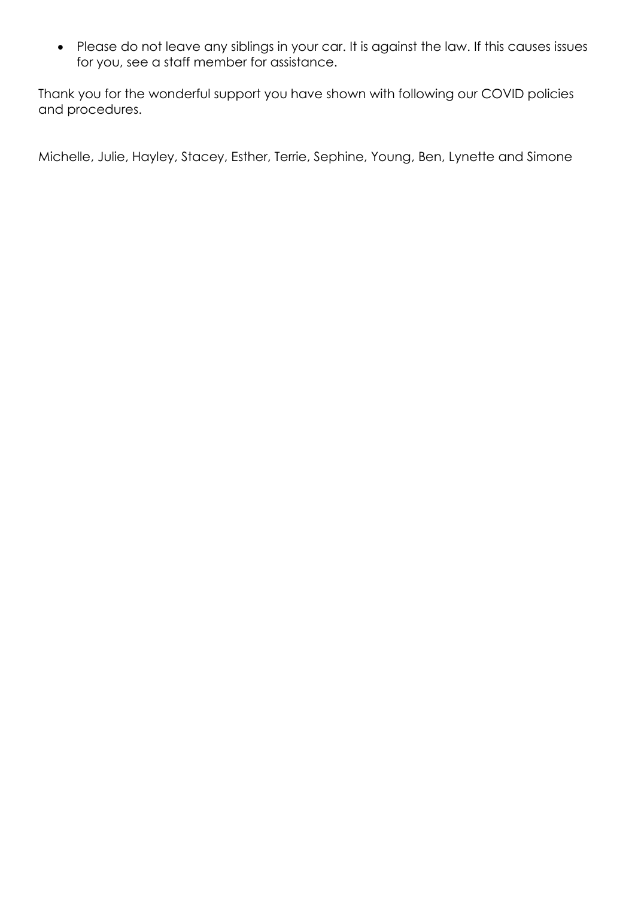- Please do not leave any siblings in your car. It is against the law. If this causes issues for you, see a staff member for assistance.

Thank you for the wonderful support you have shown with following our COVID policies and procedures.

Michelle, Julie, Hayley, Stacey, Esther, Terrie, Sephine, Young, Ben, Lynette and Simone